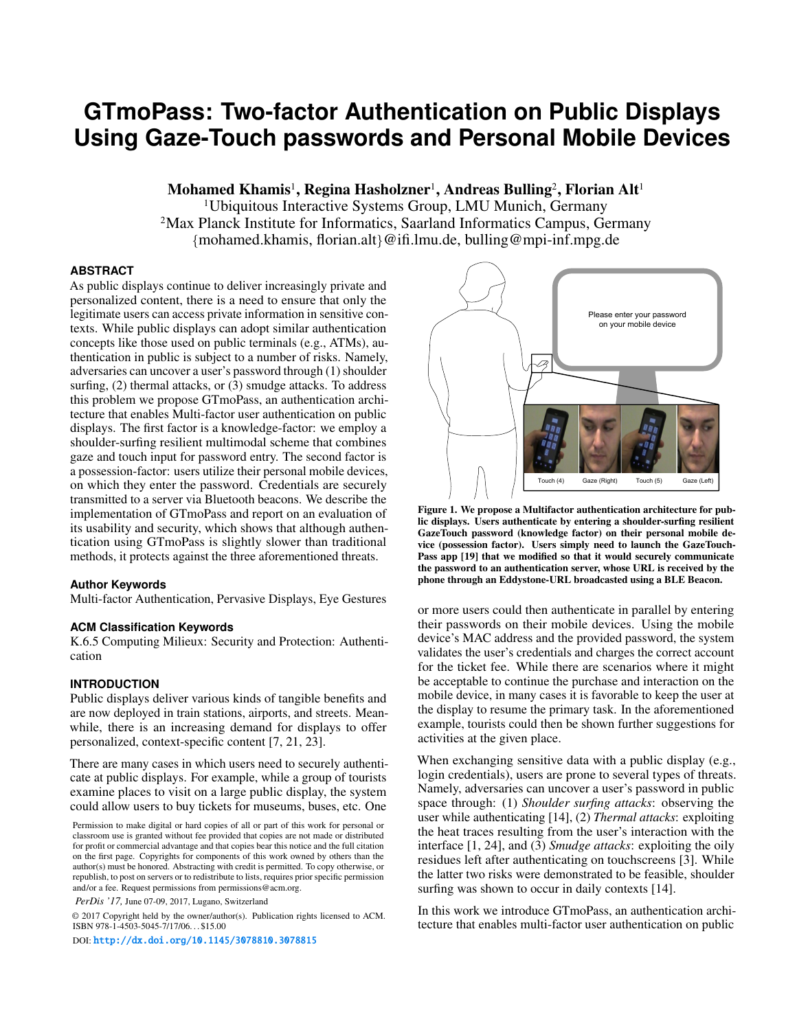# GTmoPass: Two-factor Authentication on Public Displays Using Gaze-Touch passwords and Personal Mobile Devices

**Mohamed Khamis**[1], **Regina Hasholzner**[1], **Andreas Bulling**[2], **Florian Alt**[1]

[1]Ubiquitous Interactive Systems Group, LMU Munich, Germany

[2]Max Planck Institute for Informatics, Saarland Informatics Campus, Germany

{mohamed.khamis, florian.alt}@ifi.lmu.de, bulling@mpi-inf.mpg.de

## ABSTRACT

As public displays continue to deliver increasingly private and personalized content, there is a need to ensure that only the legitimate users can access private information in sensitive contexts. While public displays can adopt similar authentication concepts like those used on public terminals (e.g., ATMs), authentication in public is subject to a number of risks. Namely, adversaries can uncover a user's password through (1) shoulder surfing, (2) thermal attacks, or (3) smudge attacks. To address this problem we propose GTmoPass, an authentication architecture that enables Multi-factor user authentication on public displays. The first factor is a knowledge-factor: we employ a shoulder-surfing resilient multimodal scheme that combines gaze and touch input for password entry. The second factor is a possession-factor: users utilize their personal mobile devices, on which they enter the password. Credentials are securely transmitted to a server via Bluetooth beacons. We describe the implementation of GTmoPass and report on an evaluation of its usability and security, which shows that although authentication using GTmoPass is slightly slower than traditional methods, it protects against the three aforementioned threats.

### Author Keywords

Multi-factor Authentication, Pervasive Displays, Eye Gestures

### ACM Classification Keywords

K.6.5 Computing Milieux: Security and Protection: Authentication

## INTRODUCTION

Public displays deliver various kinds of tangible benefits and are now deployed in train stations, airports, and streets. Meanwhile, there is an increasing demand for displays to offer personalized, context-specific content [7, 21, 23].

There are many cases in which users need to securely authenticate at public displays. For example, while a group of tourists examine places to visit on a large public display, the system could allow users to buy tickets for museums, buses, etc. One or more users could then authenticate in parallel by entering their passwords on their mobile devices. Using the mobile device's MAC address and the provided password, the system validates the user's credentials and charges the correct account for the ticket fee. While there are scenarios where it might be acceptable to continue the purchase and interaction on the mobile device, in many cases it is favorable to keep the user at the display to resume the primary task. In the aforementioned example, tourists could then be shown further suggestions for activities at the given place.

Please enter your password on your mobile device

Touch (4)

Gaze (Right)

Touch (5)

Gaze (Left)

**Figure 1. We propose a Multifactor authentication architecture for public displays. Users authenticate by entering a shoulder-surfing resilient GazeTouch password (knowledge factor) on their personal mobile device (possession factor). Users simply need to launch the GazeTouchPass app [19] that we modified so that it would securely communicate the password to an authentication server, whose URL is received by the phone through an Eddystone-URL broadcasted using a BLE Beacon.**

When exchanging sensitive data with a public display (e.g., login credentials), users are prone to several types of threats. Namely, adversaries can uncover a user's password in public space through: (1) *Shoulder surfing attacks*: observing the user while authenticating [14], (2) *Thermal attacks*: exploiting the heat traces resulting from the user's interaction with the interface [1, 24], and (3) *Smudge attacks*: exploiting the oily residues left after authenticating on touchscreens [3]. While the latter two risks were demonstrated to be feasible, shoulder surfing was shown to occur in daily contexts [14].

In this work we introduce GTmoPass, an authentication architecture that enables multi-factor user authentication on public

Permission to make digital or hard copies of all or part of this work for personal or classroom use is granted without fee provided that copies are not made or distributed for profit or commercial advantage and that copies bear this notice and the full citation on the first page. Copyrights for components of this work owned by others than the author(s) must be honored. Abstracting with credit is permitted. To copy otherwise, or republish, to post on servers or to redistribute to lists, requires prior specific permission and/or a fee. Request permissions from permissions@acm.org.

*PerDis '17,* June 07-09, 2017, Lugano, Switzerland

© 2017 Copyright held by the owner/author(s). Publication rights licensed to ACM. ISBN 978-1-4503-5045-7/17/06…$15.00

DOI: http://dx.doi.org/10.1145/3078810.3078815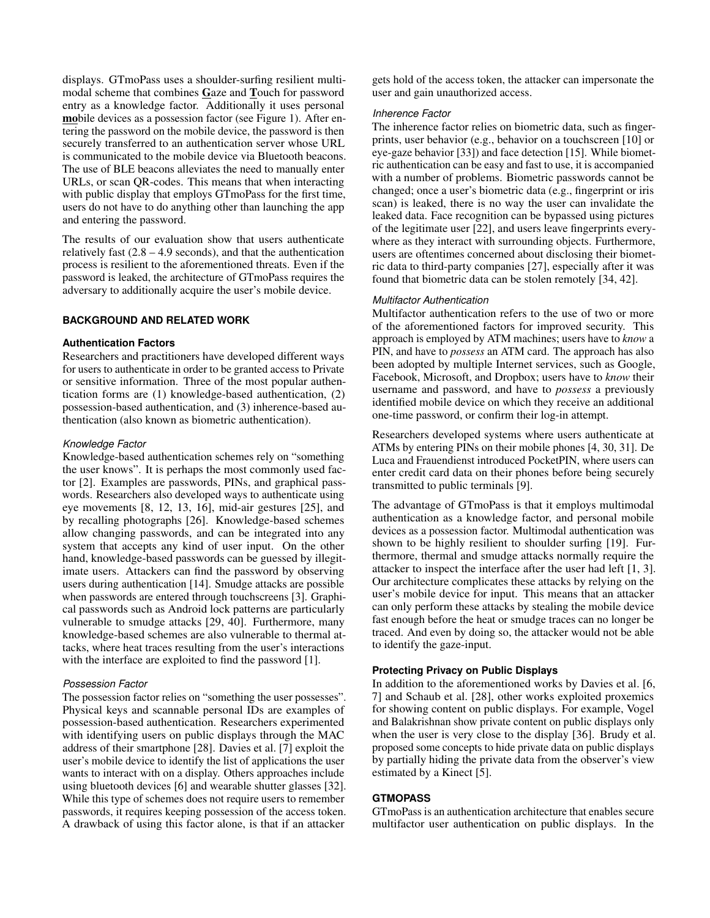displays. GTmoPass uses a shoulder-surfing resilient multimodal scheme that combines **G**aze and **T**ouch for password entry as a knowledge factor. Additionally it uses personal **mo**bile devices as a possession factor (see Figure 1). After entering the password on the mobile device, the password is then securely transferred to an authentication server whose URL is communicated to the mobile device via Bluetooth beacons. The use of BLE beacons alleviates the need to manually enter URLs, or scan QR-codes. This means that when interacting with public display that employs GTmoPass for the first time, users do not have to do anything other than launching the app and entering the password.

The results of our evaluation show that users authenticate relatively fast (2.8 – 4.9 seconds), and that the authentication process is resilient to the aforementioned threats. Even if the password is leaked, the architecture of GTmoPass requires the adversary to additionally acquire the user's mobile device.

## BACKGROUND AND RELATED WORK

### Authentication Factors

Researchers and practitioners have developed different ways for users to authenticate in order to be granted access to Private or sensitive information. Three of the most popular authentication forms are (1) knowledge-based authentication, (2) possession-based authentication, and (3) inherence-based authentication (also known as biometric authentication).

#### *Knowledge Factor*

Knowledge-based authentication schemes rely on "something the user knows". It is perhaps the most commonly used factor [2]. Examples are passwords, PINs, and graphical passwords. Researchers also developed ways to authenticate using eye movements [8, 12, 13, 16], mid-air gestures [25], and by recalling photographs [26]. Knowledge-based schemes allow changing passwords, and can be integrated into any system that accepts any kind of user input. On the other hand, knowledge-based passwords can be guessed by illegitimate users. Attackers can find the password by observing users during authentication [14]. Smudge attacks are possible when passwords are entered through touchscreens [3]. Graphical passwords such as Android lock patterns are particularly vulnerable to smudge attacks [29, 40]. Furthermore, many knowledge-based schemes are also vulnerable to thermal attacks, where heat traces resulting from the user's interactions with the interface are exploited to find the password [1].

#### *Possession Factor*

The possession factor relies on "something the user possesses". Physical keys and scannable personal IDs are examples of possession-based authentication. Researchers experimented with identifying users on public displays through the MAC address of their smartphone [28]. Davies et al. [7] exploit the user's mobile device to identify the list of applications the user wants to interact with on a display. Others approaches include using bluetooth devices [6] and wearable shutter glasses [32]. While this type of schemes does not require users to remember passwords, it requires keeping possession of the access token. A drawback of using this factor alone, is that if an attacker gets hold of the access token, the attacker can impersonate the user and gain unauthorized access.

#### *Inherence Factor*

The inherence factor relies on biometric data, such as fingerprints, user behavior (e.g., behavior on a touchscreen [10] or eye-gaze behavior [33]) and face detection [15]. While biometric authentication can be easy and fast to use, it is accompanied with a number of problems. Biometric passwords cannot be changed; once a user's biometric data (e.g., fingerprint or iris scan) is leaked, there is no way the user can invalidate the leaked data. Face recognition can be bypassed using pictures of the legitimate user [22], and users leave fingerprints everywhere as they interact with surrounding objects. Furthermore, users are oftentimes concerned about disclosing their biometric data to third-party companies [27], especially after it was found that biometric data can be stolen remotely [34, 42].

#### *Multifactor Authentication*

Multifactor authentication refers to the use of two or more of the aforementioned factors for improved security. This approach is employed by ATM machines; users have to *know* a PIN, and have to *possess* an ATM card. The approach has also been adopted by multiple Internet services, such as Google, Facebook, Microsoft, and Dropbox; users have to *know* their username and password, and have to *possess* a previously identified mobile device on which they receive an additional one-time password, or confirm their log-in attempt.

Researchers developed systems where users authenticate at ATMs by entering PINs on their mobile phones [4, 30, 31]. De Luca and Frauendienst introduced PocketPIN, where users can enter credit card data on their phones before being securely transmitted to public terminals [9].

The advantage of GTmoPass is that it employs multimodal authentication as a knowledge factor, and personal mobile devices as a possession factor. Multimodal authentication was shown to be highly resilient to shoulder surfing [19]. Furthermore, thermal and smudge attacks normally require the attacker to inspect the interface after the user had left [1, 3]. Our architecture complicates these attacks by relying on the user's mobile device for input. This means that an attacker can only perform these attacks by stealing the mobile device fast enough before the heat or smudge traces can no longer be traced. And even by doing so, the attacker would not be able to identify the gaze-input.

### Protecting Privacy on Public Displays

In addition to the aforementioned works by Davies et al. [6, 7] and Schaub et al. [28], other works exploited proxemics for showing content on public displays. For example, Vogel and Balakrishnan show private content on public displays only when the user is very close to the display [36]. Brudy et al. proposed some concepts to hide private data on public displays by partially hiding the private data from the observer's view estimated by a Kinect [5].

## GTMOPASS

GTmoPass is an authentication architecture that enables secure multifactor user authentication on public displays. In the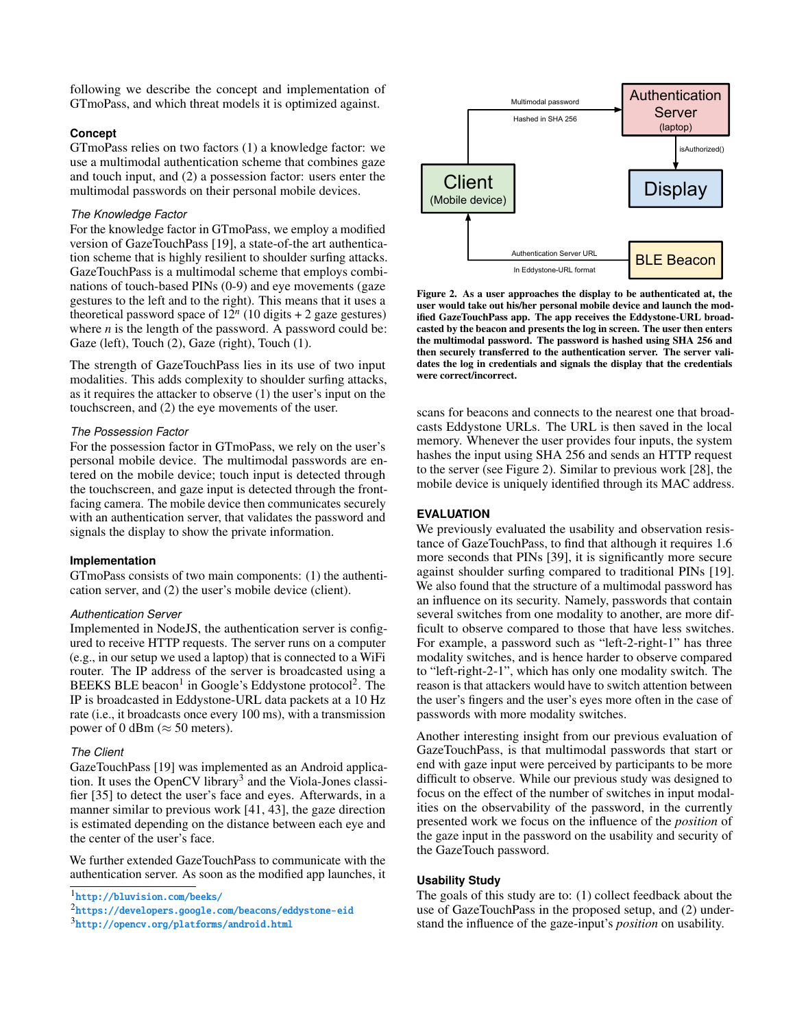following we describe the concept and implementation of GTmoPass, and which threat models it is optimized against.

### Concept

GTmoPass relies on two factors (1) a knowledge factor: we use a multimodal authentication scheme that combines gaze and touch input, and (2) a possession factor: users enter the multimodal passwords on their personal mobile devices.

#### *The Knowledge Factor*

For the knowledge factor in GTmoPass, we employ a modified version of GazeTouchPass [19], a state-of-the art authentication scheme that is highly resilient to shoulder surfing attacks. GazeTouchPass is a multimodal scheme that employs combinations of touch-based PINs (0-9) and eye movements (gaze gestures to the left and to the right). This means that it uses a theoretical password space of $12^n$ (10 digits + 2 gaze gestures) where $n$ is the length of the password. A password could be: Gaze (left), Touch (2), Gaze (right), Touch (1).

The strength of GazeTouchPass lies in its use of two input modalities. This adds complexity to shoulder surfing attacks, as it requires the attacker to observe (1) the user's input on the touchscreen, and (2) the eye movements of the user.

#### *The Possession Factor*

For the possession factor in GTmoPass, we rely on the user's personal mobile device. The multimodal passwords are entered on the mobile device; touch input is detected through the touchscreen, and gaze input is detected through the front-facing camera. The mobile device then communicates securely with an authentication server, that validates the password and signals the display to show the private information.

### Implementation

GTmoPass consists of two main components: (1) the authentication server, and (2) the user's mobile device (client).

#### *Authentication Server*

Implemented in NodeJS, the authentication server is configured to receive HTTP requests. The server runs on a computer (e.g., in our setup we used a laptop) that is connected to a WiFi router. The IP address of the server is broadcasted using a BEEKS BLE beacon[1] in Google's Eddystone protocol[2]. The IP is broadcasted in Eddystone-URL data packets at a 10 Hz rate (i.e., it broadcasts once every 100 ms), with a transmission power of 0 dBm ($\approx$ 50 meters).

#### *The Client*

GazeTouchPass [19] was implemented as an Android application. It uses the OpenCV library[3] and the Viola-Jones classifier [35] to detect the user's face and eyes. Afterwards, in a manner similar to previous work [41, 43], the gaze direction is estimated depending on the distance between each eye and the center of the user's face.

We further extended GazeTouchPass to communicate with the authentication server. As soon as the modified app launches, it scans for beacons and connects to the nearest one that broadcasts Eddystone URLs. The URL is then saved in the local memory. Whenever the user provides four inputs, the system hashes the input using SHA 256 and sends an HTTP request to the server (see Figure 2). Similar to previous work [28], the mobile device is uniquely identified through its MAC address.

Multimodal password
Hashed in SHA 256
Authentication Server (laptop)
isAuthorized()
Client (Mobile device)
Display
Authentication Server URL
In Eddystone-URL format
BLE Beacon

**Figure 2. As a user approaches the display to be authenticated at, the user would take out his/her personal mobile device and launch the modified GazeTouchPass app. The app receives the Eddystone-URL broadcasted by the beacon and presents the log in screen. The user then enters the multimodal password. The password is hashed using SHA 256 and then securely transferred to the authentication server. The server validates the log in credentials and signals the display that the credentials were correct/incorrect.**

## EVALUATION

We previously evaluated the usability and observation resistance of GazeTouchPass, to find that although it requires 1.6 more seconds that PINs [39], it is significantly more secure against shoulder surfing compared to traditional PINs [19]. We also found that the structure of a multimodal password has an influence on its security. Namely, passwords that contain several switches from one modality to another, are more difficult to observe compared to those that have less switches. For example, a password such as "left-2-right-1" has three modality switches, and is hence harder to observe compared to "left-right-2-1", which has only one modality switch. The reason is that attackers would have to switch attention between the user's fingers and the user's eyes more often in the case of passwords with more modality switches.

Another interesting insight from our previous evaluation of GazeTouchPass, is that multimodal passwords that start or end with gaze input were perceived by participants to be more difficult to observe. While our previous study was designed to focus on the effect of the number of switches in input modalities on the observability of the password, in the currently presented work we focus on the influence of the *position* of the gaze input in the password on the usability and security of the GazeTouch password.

### Usability Study

The goals of this study are to: (1) collect feedback about the use of GazeTouchPass in the proposed setup, and (2) understand the influence of the gaze-input's *position* on usability.

[1] http://bluvision.com/beeks/
[2] https://developers.google.com/beacons/eddystone-eid
[3] http://opencv.org/platforms/android.html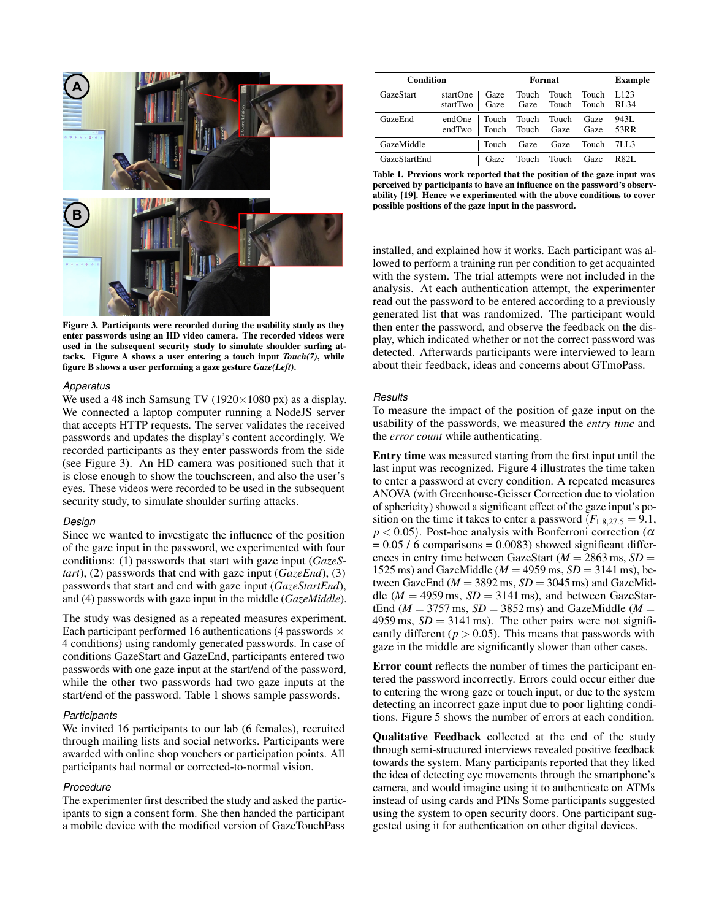Figure 3. Participants were recorded during the usability study as they enter passwords using an HD video camera. The recorded videos were used in the subsequent security study to simulate shoulder surfing attacks. Figure A shows a user entering a touch input *Touch(7)*, while figure B shows a user performing a gaze gesture *Gaze(Left)*.

### Apparatus

We used a 48 inch Samsung TV (1920×1080 px) as a display. We connected a laptop computer running a NodeJS server that accepts HTTP requests. The server validates the received passwords and updates the display's content accordingly. We recorded participants as they enter passwords from the side (see Figure 3). An HD camera was positioned such that it is close enough to show the touchscreen, and also the user's eyes. These videos were recorded to be used in the subsequent security study, to simulate shoulder surfing attacks.

### Design

Since we wanted to investigate the influence of the position of the gaze input in the password, we experimented with four conditions: (1) passwords that start with gaze input (*GazeStart*), (2) passwords that end with gaze input (*GazeEnd*), (3) passwords that start and end with gaze input (*GazeStartEnd*), and (4) passwords with gaze input in the middle (*GazeMiddle*).

The study was designed as a repeated measures experiment. Each participant performed 16 authentications (4 passwords × 4 conditions) using randomly generated passwords. In case of conditions GazeStart and GazeEnd, participants entered two passwords with one gaze input at the start/end of the password, while the other two passwords had two gaze inputs at the start/end of the password. Table 1 shows sample passwords.

### Participants

We invited 16 participants to our lab (6 females), recruited through mailing lists and social networks. Participants were awarded with online shop vouchers or participation points. All participants had normal or corrected-to-normal vision.

### Procedure

The experimenter first described the study and asked the participants to sign a consent form. She then handed the participant a mobile device with the modified version of GazeTouchPass installed, and explained how it works. Each participant was allowed to perform a training run per condition to get acquainted with the system. The trial attempts were not included in the analysis. At each authentication attempt, the experimenter read out the password to be entered according to a previously generated list that was randomized. The participant would then enter the password, and observe the feedback on the display, which indicated whether or not the correct password was detected. Afterwards participants were interviewed to learn about their feedback, ideas and concerns about GTmoPass.

| Condition | | Format | | | | Example |
|---|---|---|---|---|---|---|
| GazeStart | startOne | Gaze | Touch | Touch | Touch | L123 |
| | startTwo | Gaze | Gaze | Touch | Touch | RL34 |
| GazeEnd | endOne | Touch | Touch | Touch | Gaze | 943L |
| | endTwo | Touch | Touch | Gaze | Gaze | 53RR |
| GazeMiddle | | Touch | Gaze | Gaze | Touch | 7LL3 |
| GazeStartEnd | | Gaze | Touch | Touch | Gaze | R82L |

Table 1. Previous work reported that the position of the gaze input was perceived by participants to have an influence on the password's observability [19]. Hence we experimented with the above conditions to cover possible positions of the gaze input in the password.

### Results

To measure the impact of the position of gaze input on the usability of the passwords, we measured the *entry time* and the *error count* while authenticating.

**Entry time** was measured starting from the first input until the last input was recognized. Figure 4 illustrates the time taken to enter a password at every condition. A repeated measures ANOVA (with Greenhouse-Geisser Correction due to violation of sphericity) showed a significant effect of the gaze input's position on the time it takes to enter a password ($F_{1.8,27.5} = 9.1$, $p < 0.05$). Post-hoc analysis with Bonferroni correction ($\alpha = 0.05$ / 6 comparisons = 0.0083) showed significant differences in entry time between GazeStart ($M = 2863$ ms, $SD = 1525$ ms) and GazeMiddle ($M = 4959$ ms, $SD = 3141$ ms), between GazeEnd ($M = 3892$ ms, $SD = 3045$ ms) and GazeMiddle ($M = 4959$ ms, $SD = 3141$ ms), and between GazeStartEnd ($M = 3757$ ms, $SD = 3852$ ms) and GazeMiddle ($M = 4959$ ms, $SD = 3141$ ms). The other pairs were not significantly different ($p > 0.05$). This means that passwords with gaze in the middle are significantly slower than other cases.

**Error count** reflects the number of times the participant entered the password incorrectly. Errors could occur either due to entering the wrong gaze or touch input, or due to the system detecting an incorrect gaze input due to poor lighting conditions. Figure 5 shows the number of errors at each condition.

**Qualitative Feedback** collected at the end of the study through semi-structured interviews revealed positive feedback towards the system. Many participants reported that they liked the idea of detecting eye movements through the smartphone's camera, and would imagine using it to authenticate on ATMs instead of using cards and PINs Some participants suggested using the system to open security doors. One participant suggested using it for authentication on other digital devices.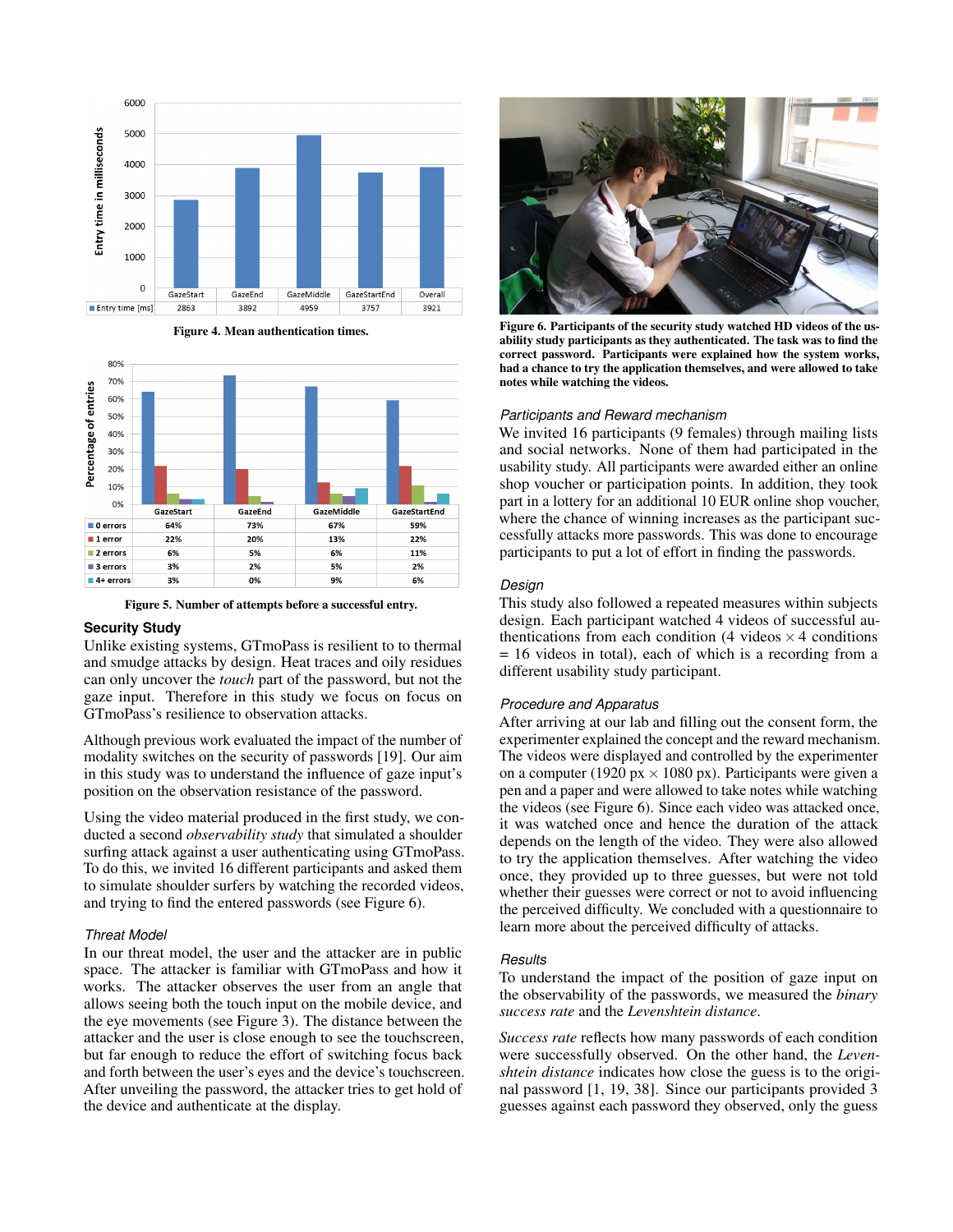6000
5000
4000
3000
2000
1000
0
Entry time in milliseconds

GazeStart GazeEnd GazeMiddle GazeStartEnd Overall
Entry time [ms] 2863 3892 4959 3757 3921

**Figure 4. Mean authentication times.**

80%
70%
60%
50%
40%
30%
20%
10%
0%
Percentage of entries

GazeStart GazeEnd GazeMiddle GazeStartEnd
0 errors 64% 73% 67% 59%
1 error 22% 20% 13% 22%
2 errors 6% 5% 6% 11%
3 errors 3% 2% 5% 2%
4+ errors 3% 0% 9% 6%

**Figure 5. Number of attempts before a successful entry.**

### Security Study

Unlike existing systems, GTmoPass is resilient to to thermal and smudge attacks by design. Heat traces and oily residues can only uncover the *touch* part of the password, but not the gaze input. Therefore in this study we focus on focus on GTmoPass's resilience to observation attacks.

Although previous work evaluated the impact of the number of modality switches on the security of passwords [19]. Our aim in this study was to understand the influence of gaze input's position on the observation resistance of the password.

Using the video material produced in the first study, we conducted a second *observability study* that simulated a shoulder surfing attack against a user authenticating using GTmoPass. To do this, we invited 16 different participants and asked them to simulate shoulder surfers by watching the recorded videos, and trying to find the entered passwords (see Figure 6).

#### Threat Model

In our threat model, the user and the attacker are in public space. The attacker is familiar with GTmoPass and how it works. The attacker observes the user from an angle that allows seeing both the touch input on the mobile device, and the eye movements (see Figure 3). The distance between the attacker and the user is close enough to see the touchscreen, but far enough to reduce the effort of switching focus back and forth between the user's eyes and the device's touchscreen. After unveiling the password, the attacker tries to get hold of the device and authenticate at the display.

**Figure 6. Participants of the security study watched HD videos of the usability study participants as they authenticated. The task was to find the correct password. Participants were explained how the system works, had a chance to try the application themselves, and were allowed to take notes while watching the videos.**

#### Participants and Reward mechanism

We invited 16 participants (9 females) through mailing lists and social networks. None of them had participated in the usability study. All participants were awarded either an online shop voucher or participation points. In addition, they took part in a lottery for an additional 10 EUR online shop voucher, where the chance of winning increases as the participant successfully attacks more passwords. This was done to encourage participants to put a lot of effort in finding the passwords.

#### Design

This study also followed a repeated measures within subjects design. Each participant watched 4 videos of successful authentications from each condition (4 videos $\times$ 4 conditions = 16 videos in total), each of which is a recording from a different usability study participant.

#### Procedure and Apparatus

After arriving at our lab and filling out the consent form, the experimenter explained the concept and the reward mechanism. The videos were displayed and controlled by the experimenter on a computer (1920 px $\times$ 1080 px). Participants were given a pen and a paper and were allowed to take notes while watching the videos (see Figure 6). Since each video was attacked once, it was watched once and hence the duration of the attack depends on the length of the video. They were also allowed to try the application themselves. After watching the video once, they provided up to three guesses, but were not told whether their guesses were correct or not to avoid influencing the perceived difficulty. We concluded with a questionnaire to learn more about the perceived difficulty of attacks.

#### Results

To understand the impact of the position of gaze input on the observability of the passwords, we measured the *binary success rate* and the *Levenshtein distance*.

*Success rate* reflects how many passwords of each condition were successfully observed. On the other hand, the *Levenshtein distance* indicates how close the guess is to the original password [1, 19, 38]. Since our participants provided 3 guesses against each password they observed, only the guess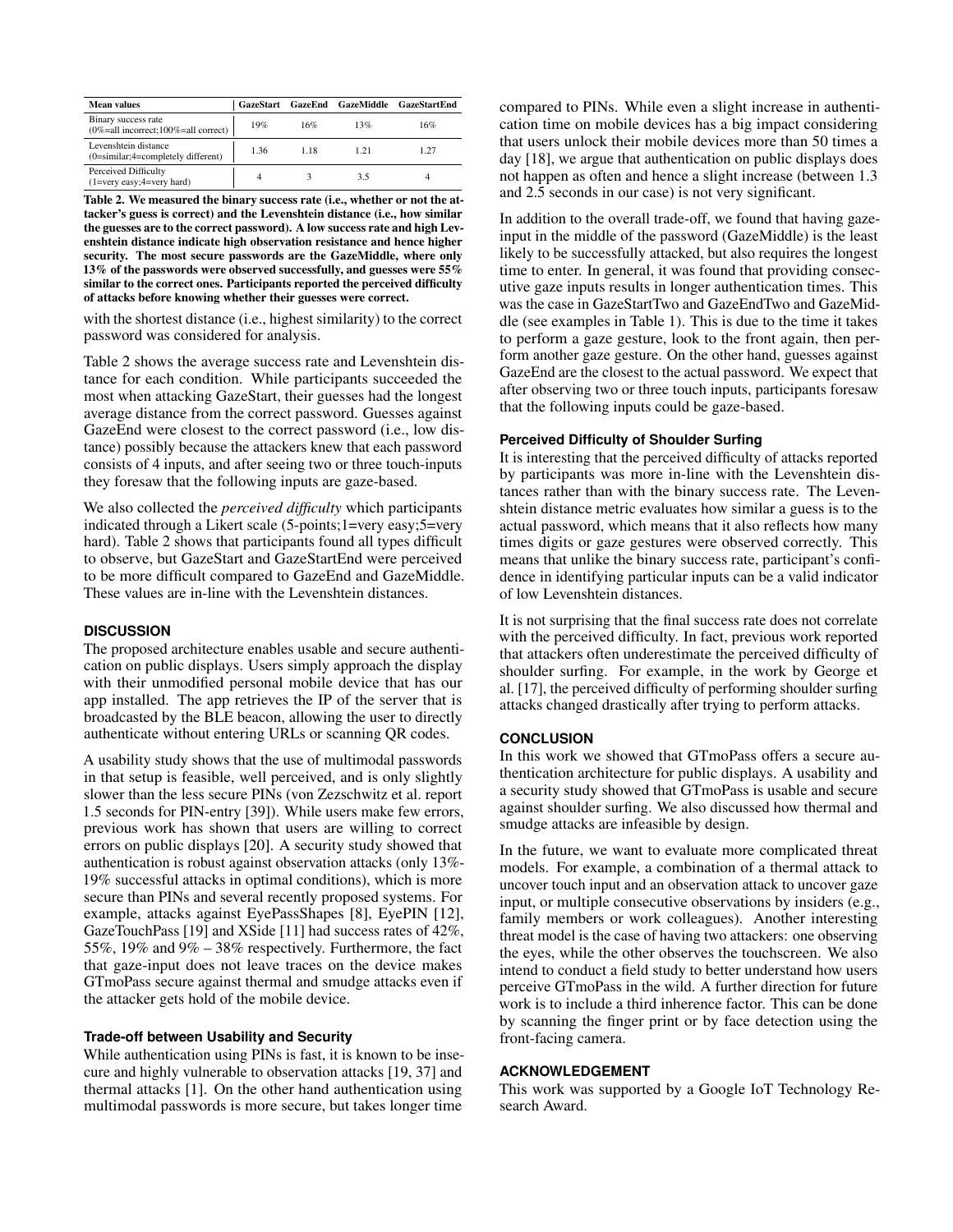| Mean values | GazeStart | GazeEnd | GazeMiddle | GazeStartEnd |
|---|---|---|---|---|
| Binary success rate (0%=all incorrect;100%=all correct) | 19% | 16% | 13% | 16% |
| Levenshtein distance (0=similar;4=completely different) | 1.36 | 1.18 | 1.21 | 1.27 |
| Perceived Difficulty (1=very easy;4=very hard) | 4 | 3 | 3.5 | 4 |

**Table 2. We measured the binary success rate (i.e., whether or not the attacker's guess is correct) and the Levenshtein distance (i.e., how similar the guesses are to the correct password). A low success rate and high Levenshtein distance indicate high observation resistance and hence higher security. The most secure passwords are the GazeMiddle, where only 13% of the passwords were observed successfully, and guesses were 55% similar to the correct ones. Participants reported the perceived difficulty of attacks before knowing whether their guesses were correct.**

with the shortest distance (i.e., highest similarity) to the correct password was considered for analysis.

Table 2 shows the average success rate and Levenshtein distance for each condition. While participants succeeded the most when attacking GazeStart, their guesses had the longest average distance from the correct password. Guesses against GazeEnd were closest to the correct password (i.e., low distance) possibly because the attackers knew that each password consists of 4 inputs, and after seeing two or three touch-inputs they foresaw that the following inputs are gaze-based.

We also collected the *perceived difficulty* which participants indicated through a Likert scale (5-points;1=very easy;5=very hard). Table 2 shows that participants found all types difficult to observe, but GazeStart and GazeStartEnd were perceived to be more difficult compared to GazeEnd and GazeMiddle. These values are in-line with the Levenshtein distances.

## DISCUSSION

The proposed architecture enables usable and secure authentication on public displays. Users simply approach the display with their unmodified personal mobile device that has our app installed. The app retrieves the IP of the server that is broadcasted by the BLE beacon, allowing the user to directly authenticate without entering URLs or scanning QR codes.

A usability study shows that the use of multimodal passwords in that setup is feasible, well perceived, and is only slightly slower than the less secure PINs (von Zezschwitz et al. report 1.5 seconds for PIN-entry [39]). While users make few errors, previous work has shown that users are willing to correct errors on public displays [20]. A security study showed that authentication is robust against observation attacks (only 13%-19% successful attacks in optimal conditions), which is more secure than PINs and several recently proposed systems. For example, attacks against EyePassShapes [8], EyePIN [12], GazeTouchPass [19] and XSide [11] had success rates of 42%, 55%, 19% and 9% – 38% respectively. Furthermore, the fact that gaze-input does not leave traces on the device makes GTmoPass secure against thermal and smudge attacks even if the attacker gets hold of the mobile device.

### Trade-off between Usability and Security

While authentication using PINs is fast, it is known to be insecure and highly vulnerable to observation attacks [19, 37] and thermal attacks [1]. On the other hand authentication using multimodal passwords is more secure, but takes longer time compared to PINs. While even a slight increase in authentication time on mobile devices has a big impact considering that users unlock their mobile devices more than 50 times a day [18], we argue that authentication on public displays does not happen as often and hence a slight increase (between 1.3 and 2.5 seconds in our case) is not very significant.

In addition to the overall trade-off, we found that having gaze-input in the middle of the password (GazeMiddle) is the least likely to be successfully attacked, but also requires the longest time to enter. In general, it was found that providing consecutive gaze inputs results in longer authentication times. This was the case in GazeStartTwo and GazeEndTwo and GazeMiddle (see examples in Table 1). This is due to the time it takes to perform a gaze gesture, look to the front again, then perform another gaze gesture. On the other hand, guesses against GazeEnd are the closest to the actual password. We expect that after observing two or three touch inputs, participants foresaw that the following inputs could be gaze-based.

### Perceived Difficulty of Shoulder Surfing

It is interesting that the perceived difficulty of attacks reported by participants was more in-line with the Levenshtein distances rather than with the binary success rate. The Levenshtein distance metric evaluates how similar a guess is to the actual password, which means that it also reflects how many times digits or gaze gestures were observed correctly. This means that unlike the binary success rate, participant's confidence in identifying particular inputs can be a valid indicator of low Levenshtein distances.

It is not surprising that the final success rate does not correlate with the perceived difficulty. In fact, previous work reported that attackers often underestimate the perceived difficulty of shoulder surfing. For example, in the work by George et al. [17], the perceived difficulty of performing shoulder surfing attacks changed drastically after trying to perform attacks.

## CONCLUSION

In this work we showed that GTmoPass offers a secure authentication architecture for public displays. A usability and a security study showed that GTmoPass is usable and secure against shoulder surfing. We also discussed how thermal and smudge attacks are infeasible by design.

In the future, we want to evaluate more complicated threat models. For example, a combination of a thermal attack to uncover touch input and an observation attack to uncover gaze input, or multiple consecutive observations by insiders (e.g., family members or work colleagues). Another interesting threat model is the case of having two attackers: one observing the eyes, while the other observes the touchscreen. We also intend to conduct a field study to better understand how users perceive GTmoPass in the wild. A further direction for future work is to include a third inherence factor. This can be done by scanning the finger print or by face detection using the front-facing camera.

## ACKNOWLEDGEMENT

This work was supported by a Google IoT Technology Research Award.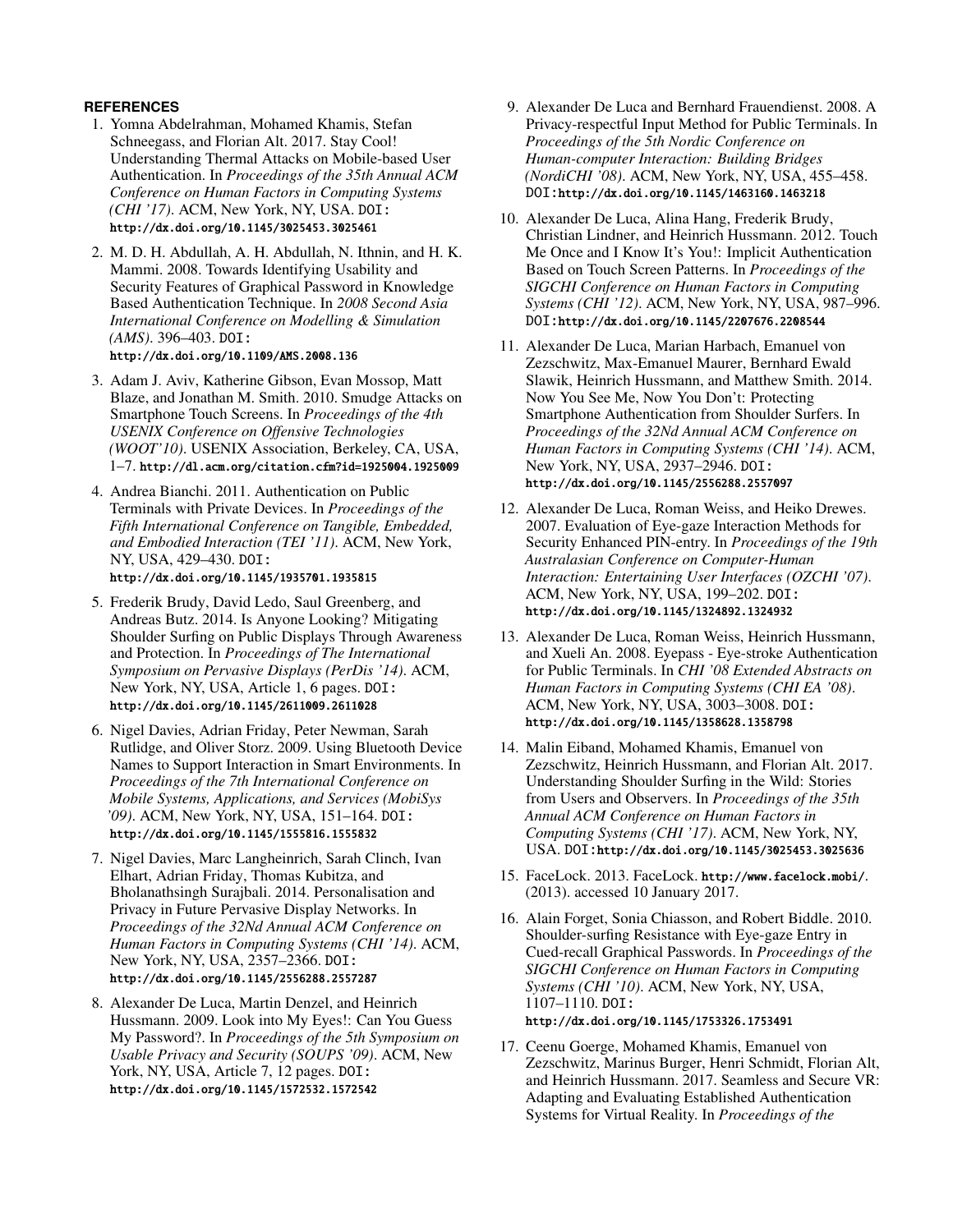## REFERENCES

1. Yomna Abdelrahman, Mohamed Khamis, Stefan Schneegass, and Florian Alt. 2017. Stay Cool! Understanding Thermal Attacks on Mobile-based User Authentication. In *Proceedings of the 35th Annual ACM Conference on Human Factors in Computing Systems (CHI '17)*. ACM, New York, NY, USA. DOI: http://dx.doi.org/10.1145/3025453.3025461

2. M. D. H. Abdullah, A. H. Abdullah, N. Ithnin, and H. K. Mammi. 2008. Towards Identifying Usability and Security Features of Graphical Password in Knowledge Based Authentication Technique. In *2008 Second Asia International Conference on Modelling & Simulation (AMS)*. 396–403. DOI: http://dx.doi.org/10.1109/AMS.2008.136

3. Adam J. Aviv, Katherine Gibson, Evan Mossop, Matt Blaze, and Jonathan M. Smith. 2010. Smudge Attacks on Smartphone Touch Screens. In *Proceedings of the 4th USENIX Conference on Offensive Technologies (WOOT'10)*. USENIX Association, Berkeley, CA, USA, 1–7. http://dl.acm.org/citation.cfm?id=1925004.1925009

4. Andrea Bianchi. 2011. Authentication on Public Terminals with Private Devices. In *Proceedings of the Fifth International Conference on Tangible, Embedded, and Embodied Interaction (TEI '11)*. ACM, New York, NY, USA, 429–430. DOI: http://dx.doi.org/10.1145/1935701.1935815

5. Frederik Brudy, David Ledo, Saul Greenberg, and Andreas Butz. 2014. Is Anyone Looking? Mitigating Shoulder Surfing on Public Displays Through Awareness and Protection. In *Proceedings of The International Symposium on Pervasive Displays (PerDis '14)*. ACM, New York, NY, USA, Article 1, 6 pages. DOI: http://dx.doi.org/10.1145/2611009.2611028

6. Nigel Davies, Adrian Friday, Peter Newman, Sarah Rutlidge, and Oliver Storz. 2009. Using Bluetooth Device Names to Support Interaction in Smart Environments. In *Proceedings of the 7th International Conference on Mobile Systems, Applications, and Services (MobiSys '09)*. ACM, New York, NY, USA, 151–164. DOI: http://dx.doi.org/10.1145/1555816.1555832

7. Nigel Davies, Marc Langheinrich, Sarah Clinch, Ivan Elhart, Adrian Friday, Thomas Kubitza, and Bholanathsingh Surajbali. 2014. Personalisation and Privacy in Future Pervasive Display Networks. In *Proceedings of the 32Nd Annual ACM Conference on Human Factors in Computing Systems (CHI '14)*. ACM, New York, NY, USA, 2357–2366. DOI: http://dx.doi.org/10.1145/2556288.2557287

8. Alexander De Luca, Martin Denzel, and Heinrich Hussmann. 2009. Look into My Eyes!: Can You Guess My Password?. In *Proceedings of the 5th Symposium on Usable Privacy and Security (SOUPS '09)*. ACM, New York, NY, USA, Article 7, 12 pages. DOI: http://dx.doi.org/10.1145/1572532.1572542

9. Alexander De Luca and Bernhard Frauendienst. 2008. A Privacy-respectful Input Method for Public Terminals. In *Proceedings of the 5th Nordic Conference on Human-computer Interaction: Building Bridges (NordiCHI '08)*. ACM, New York, NY, USA, 455–458. DOI: http://dx.doi.org/10.1145/1463160.1463218

10. Alexander De Luca, Alina Hang, Frederik Brudy, Christian Lindner, and Heinrich Hussmann. 2012. Touch Me Once and I Know It's You!: Implicit Authentication Based on Touch Screen Patterns. In *Proceedings of the SIGCHI Conference on Human Factors in Computing Systems (CHI '12)*. ACM, New York, NY, USA, 987–996. DOI: http://dx.doi.org/10.1145/2207676.2208544

11. Alexander De Luca, Marian Harbach, Emanuel von Zezschwitz, Max-Emanuel Maurer, Bernhard Ewald Slawik, Heinrich Hussmann, and Matthew Smith. 2014. Now You See Me, Now You Don't: Protecting Smartphone Authentication from Shoulder Surfers. In *Proceedings of the 32Nd Annual ACM Conference on Human Factors in Computing Systems (CHI '14)*. ACM, New York, NY, USA, 2937–2946. DOI: http://dx.doi.org/10.1145/2556288.2557097

12. Alexander De Luca, Roman Weiss, and Heiko Drewes. 2007. Evaluation of Eye-gaze Interaction Methods for Security Enhanced PIN-entry. In *Proceedings of the 19th Australasian Conference on Computer-Human Interaction: Entertaining User Interfaces (OZCHI '07)*. ACM, New York, NY, USA, 199–202. DOI: http://dx.doi.org/10.1145/1324892.1324932

13. Alexander De Luca, Roman Weiss, Heinrich Hussmann, and Xueli An. 2008. Eyepass - Eye-stroke Authentication for Public Terminals. In *CHI '08 Extended Abstracts on Human Factors in Computing Systems (CHI EA '08)*. ACM, New York, NY, USA, 3003–3008. DOI: http://dx.doi.org/10.1145/1358628.1358798

14. Malin Eiband, Mohamed Khamis, Emanuel von Zezschwitz, Heinrich Hussmann, and Florian Alt. 2017. Understanding Shoulder Surfing in the Wild: Stories from Users and Observers. In *Proceedings of the 35th Annual ACM Conference on Human Factors in Computing Systems (CHI '17)*. ACM, New York, NY, USA. DOI: http://dx.doi.org/10.1145/3025453.3025636

15. FaceLock. 2013. FaceLock. http://www.facelock.mobi/. (2013). accessed 10 January 2017.

16. Alain Forget, Sonia Chiasson, and Robert Biddle. 2010. Shoulder-surfing Resistance with Eye-gaze Entry in Cued-recall Graphical Passwords. In *Proceedings of the SIGCHI Conference on Human Factors in Computing Systems (CHI '10)*. ACM, New York, NY, USA, 1107–1110. DOI: http://dx.doi.org/10.1145/1753326.1753491

17. Ceenu Goerge, Mohamed Khamis, Emanuel von Zezschwitz, Marinus Burger, Henri Schmidt, Florian Alt, and Heinrich Hussmann. 2017. Seamless and Secure VR: Adapting and Evaluating Established Authentication Systems for Virtual Reality. In *Proceedings of the*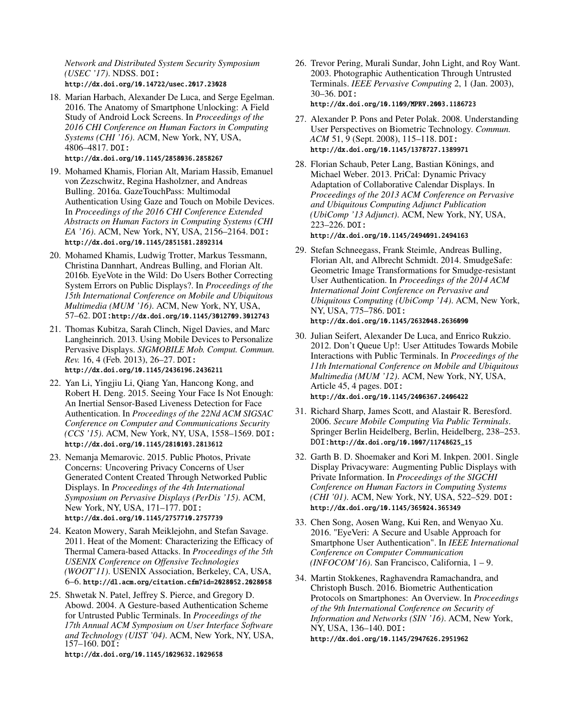*Network and Distributed System Security Symposium (USEC '17)*. NDSS. DOI: http://dx.doi.org/10.14722/usec.2017.23028

18. Marian Harbach, Alexander De Luca, and Serge Egelman. 2016. The Anatomy of Smartphone Unlocking: A Field Study of Android Lock Screens. In *Proceedings of the 2016 CHI Conference on Human Factors in Computing Systems (CHI '16)*. ACM, New York, NY, USA, 4806–4817. DOI: http://dx.doi.org/10.1145/2858036.2858267

19. Mohamed Khamis, Florian Alt, Mariam Hassib, Emanuel von Zezschwitz, Regina Hasholzner, and Andreas Bulling. 2016a. GazeTouchPass: Multimodal Authentication Using Gaze and Touch on Mobile Devices. In *Proceedings of the 2016 CHI Conference Extended Abstracts on Human Factors in Computing Systems (CHI EA '16)*. ACM, New York, NY, USA, 2156–2164. DOI: http://dx.doi.org/10.1145/2851581.2892314

20. Mohamed Khamis, Ludwig Trotter, Markus Tessmann, Christina Dannhart, Andreas Bulling, and Florian Alt. 2016b. EyeVote in the Wild: Do Users Bother Correcting System Errors on Public Displays?. In *Proceedings of the 15th International Conference on Mobile and Ubiquitous Multimedia (MUM '16)*. ACM, New York, NY, USA, 57–62. DOI:http://dx.doi.org/10.1145/3012709.3012743

21. Thomas Kubitza, Sarah Clinch, Nigel Davies, and Marc Langheinrich. 2013. Using Mobile Devices to Personalize Pervasive Displays. *SIGMOBILE Mob. Comput. Commun. Rev.* 16, 4 (Feb. 2013), 26–27. DOI: http://dx.doi.org/10.1145/2436196.2436211

22. Yan Li, Yingjiu Li, Qiang Yan, Hancong Kong, and Robert H. Deng. 2015. Seeing Your Face Is Not Enough: An Inertial Sensor-Based Liveness Detection for Face Authentication. In *Proceedings of the 22Nd ACM SIGSAC Conference on Computer and Communications Security (CCS '15)*. ACM, New York, NY, USA, 1558–1569. DOI: http://dx.doi.org/10.1145/2810103.2813612

23. Nemanja Memarovic. 2015. Public Photos, Private Concerns: Uncovering Privacy Concerns of User Generated Content Created Through Networked Public Displays. In *Proceedings of the 4th International Symposium on Pervasive Displays (PerDis '15)*. ACM, New York, NY, USA, 171–177. DOI: http://dx.doi.org/10.1145/2757710.2757739

24. Keaton Mowery, Sarah Meiklejohn, and Stefan Savage. 2011. Heat of the Moment: Characterizing the Efficacy of Thermal Camera-based Attacks. In *Proceedings of the 5th USENIX Conference on Offensive Technologies (WOOT'11)*. USENIX Association, Berkeley, CA, USA, 6–6. http://dl.acm.org/citation.cfm?id=2028052.2028058

25. Shwetak N. Patel, Jeffrey S. Pierce, and Gregory D. Abowd. 2004. A Gesture-based Authentication Scheme for Untrusted Public Terminals. In *Proceedings of the 17th Annual ACM Symposium on User Interface Software and Technology (UIST '04)*. ACM, New York, NY, USA, 157–160. DOI: http://dx.doi.org/10.1145/1029632.1029658

26. Trevor Pering, Murali Sundar, John Light, and Roy Want. 2003. Photographic Authentication Through Untrusted Terminals. *IEEE Pervasive Computing* 2, 1 (Jan. 2003), 30–36. DOI: http://dx.doi.org/10.1109/MPRV.2003.1186723

27. Alexander P. Pons and Peter Polak. 2008. Understanding User Perspectives on Biometric Technology. *Commun. ACM* 51, 9 (Sept. 2008), 115–118. DOI: http://dx.doi.org/10.1145/1378727.1389971

28. Florian Schaub, Peter Lang, Bastian Könings, and Michael Weber. 2013. PriCal: Dynamic Privacy Adaptation of Collaborative Calendar Displays. In *Proceedings of the 2013 ACM Conference on Pervasive and Ubiquitous Computing Adjunct Publication (UbiComp '13 Adjunct)*. ACM, New York, NY, USA, 223–226. DOI: http://dx.doi.org/10.1145/2494091.2494163

29. Stefan Schneegass, Frank Steimle, Andreas Bulling, Florian Alt, and Albrecht Schmidt. 2014. SmudgeSafe: Geometric Image Transformations for Smudge-resistant User Authentication. In *Proceedings of the 2014 ACM International Joint Conference on Pervasive and Ubiquitous Computing (UbiComp '14)*. ACM, New York, NY, USA, 775–786. DOI: http://dx.doi.org/10.1145/2632048.2636090

30. Julian Seifert, Alexander De Luca, and Enrico Rukzio. 2012. Don't Queue Up!: User Attitudes Towards Mobile Interactions with Public Terminals. In *Proceedings of the 11th International Conference on Mobile and Ubiquitous Multimedia (MUM '12)*. ACM, New York, NY, USA, Article 45, 4 pages. DOI: http://dx.doi.org/10.1145/2406367.2406422

31. Richard Sharp, James Scott, and Alastair R. Beresford. 2006. *Secure Mobile Computing Via Public Terminals*. Springer Berlin Heidelberg, Berlin, Heidelberg, 238–253. DOI:http://dx.doi.org/10.1007/11748625_15

32. Garth B. D. Shoemaker and Kori M. Inkpen. 2001. Single Display Privacyware: Augmenting Public Displays with Private Information. In *Proceedings of the SIGCHI Conference on Human Factors in Computing Systems (CHI '01)*. ACM, New York, NY, USA, 522–529. DOI: http://dx.doi.org/10.1145/365024.365349

33. Chen Song, Aosen Wang, Kui Ren, and Wenyao Xu. 2016. "EyeVeri: A Secure and Usable Approach for Smartphone User Authentication". In *IEEE International Conference on Computer Communication (INFOCOM'16)*. San Francisco, California, 1 – 9.

34. Martin Stokkenes, Raghavendra Ramachandra, and Christoph Busch. 2016. Biometric Authentication Protocols on Smartphones: An Overview. In *Proceedings of the 9th International Conference on Security of Information and Networks (SIN '16)*. ACM, New York, NY, USA, 136–140. DOI: http://dx.doi.org/10.1145/2947626.2951962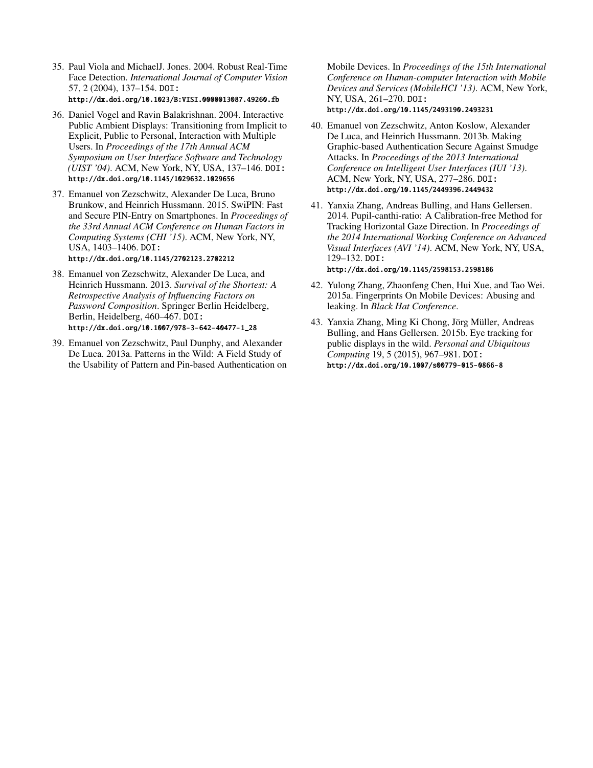35. Paul Viola and MichaelJ. Jones. 2004. Robust Real-Time Face Detection. *International Journal of Computer Vision* 57, 2 (2004), 137–154. DOI: http://dx.doi.org/10.1023/B:VISI.0000013087.49260.fb

36. Daniel Vogel and Ravin Balakrishnan. 2004. Interactive Public Ambient Displays: Transitioning from Implicit to Explicit, Public to Personal, Interaction with Multiple Users. In *Proceedings of the 17th Annual ACM Symposium on User Interface Software and Technology (UIST '04)*. ACM, New York, NY, USA, 137–146. DOI: http://dx.doi.org/10.1145/1029632.1029656

37. Emanuel von Zezschwitz, Alexander De Luca, Bruno Brunkow, and Heinrich Hussmann. 2015. SwiPIN: Fast and Secure PIN-Entry on Smartphones. In *Proceedings of the 33rd Annual ACM Conference on Human Factors in Computing Systems (CHI '15)*. ACM, New York, NY, USA, 1403–1406. DOI: http://dx.doi.org/10.1145/2702123.2702212

38. Emanuel von Zezschwitz, Alexander De Luca, and Heinrich Hussmann. 2013. *Survival of the Shortest: A Retrospective Analysis of Influencing Factors on Password Composition*. Springer Berlin Heidelberg, Berlin, Heidelberg, 460–467. DOI: http://dx.doi.org/10.1007/978-3-642-40477-1_28

39. Emanuel von Zezschwitz, Paul Dunphy, and Alexander De Luca. 2013a. Patterns in the Wild: A Field Study of the Usability of Pattern and Pin-based Authentication on Mobile Devices. In *Proceedings of the 15th International Conference on Human-computer Interaction with Mobile Devices and Services (MobileHCI '13)*. ACM, New York, NY, USA, 261–270. DOI: http://dx.doi.org/10.1145/2493190.2493231

40. Emanuel von Zezschwitz, Anton Koslow, Alexander De Luca, and Heinrich Hussmann. 2013b. Making Graphic-based Authentication Secure Against Smudge Attacks. In *Proceedings of the 2013 International Conference on Intelligent User Interfaces (IUI '13)*. ACM, New York, NY, USA, 277–286. DOI: http://dx.doi.org/10.1145/2449396.2449432

41. Yanxia Zhang, Andreas Bulling, and Hans Gellersen. 2014. Pupil-canthi-ratio: A Calibration-free Method for Tracking Horizontal Gaze Direction. In *Proceedings of the 2014 International Working Conference on Advanced Visual Interfaces (AVI '14)*. ACM, New York, NY, USA, 129–132. DOI: http://dx.doi.org/10.1145/2598153.2598186

42. Yulong Zhang, Zhaonfeng Chen, Hui Xue, and Tao Wei. 2015a. Fingerprints On Mobile Devices: Abusing and leaking. In *Black Hat Conference*.

43. Yanxia Zhang, Ming Ki Chong, Jörg Müller, Andreas Bulling, and Hans Gellersen. 2015b. Eye tracking for public displays in the wild. *Personal and Ubiquitous Computing* 19, 5 (2015), 967–981. DOI: http://dx.doi.org/10.1007/s00779-015-0866-8